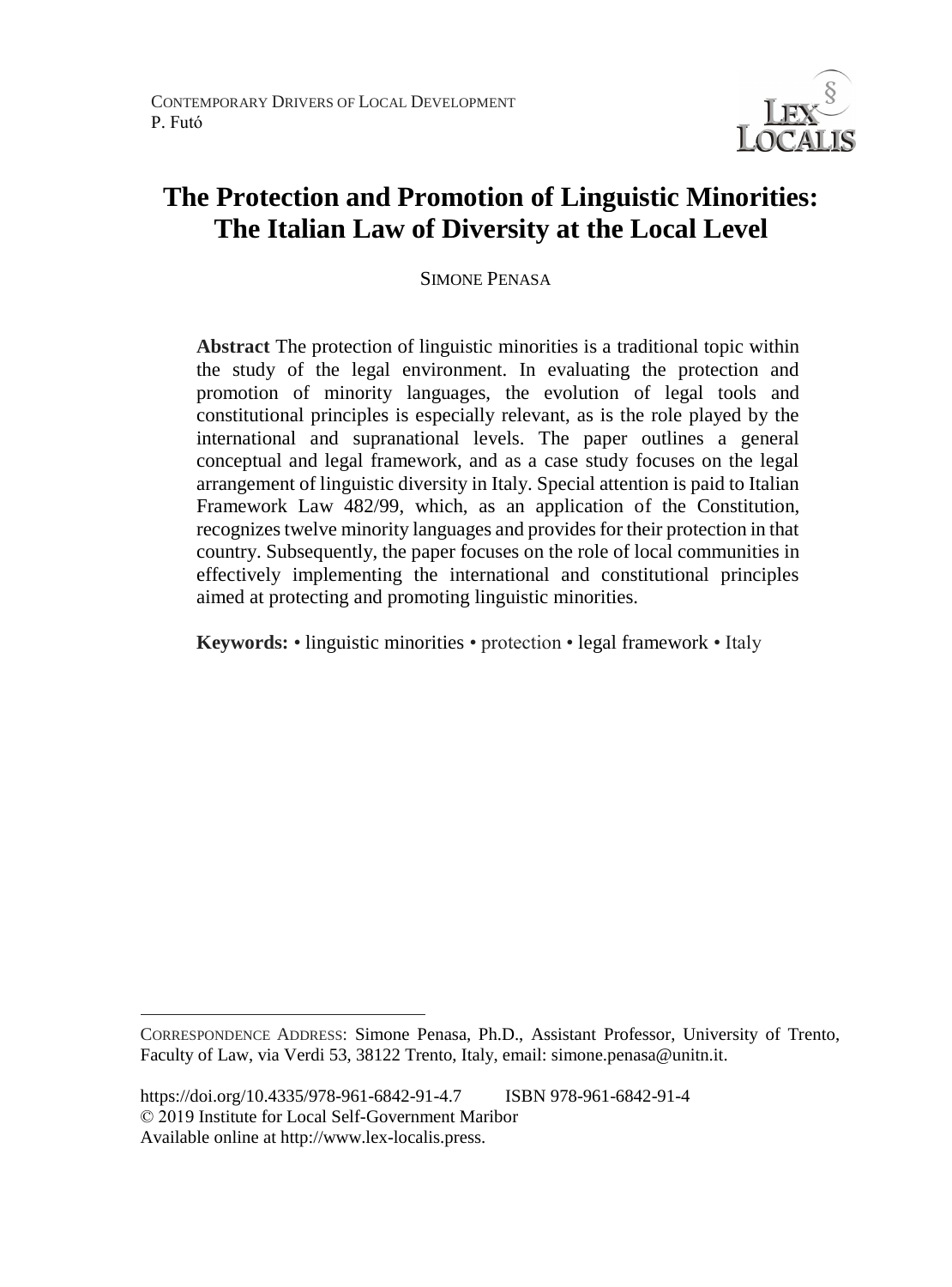# The Protection and Promotion of Linguistic Minorities: The Italian Law of Diversity at the Local Level

SIMONE PENASA

**Abstract** The protection of linguistic minorities is a traditional topic within the study of the legal environment. In evaluating the protection and promotion of minority languages, the evolution of legal tools and constitutional principles is especially relevant, as is the role played by the international and supranational levels. The paper outlines a general conceptual and legal framework, and as a case study focuses on the legal arrangement of linguistic diversity in Italy. Special attention is paid to Italian Framework Law 482/99, which, as an application of the Constitution, recognizes twelve minority languages and provides for their protection in that country. Subsequently, the paper focuses on the role of local communities in effectively implementing the international and constitutional principles aimed at protecting and promoting linguistic minorities.

**Keywords:** • linguistic minorities • protection • legal framework • Italy

---

CORRESPONDENCE ADDRESS: Simone Penasa, Ph.D., Assistant Professor, University of Trento, Faculty of Law, via Verdi 53, 38122 Trento, Italy, email: simone.penasa@unitn.it.

https://doi.org/10.4335/978-961-6842-91-4.7 ISBN 978-961-6842-91-4
© 2019 Institute for Local Self-Government Maribor
Available online at http://www.lex-localis.press.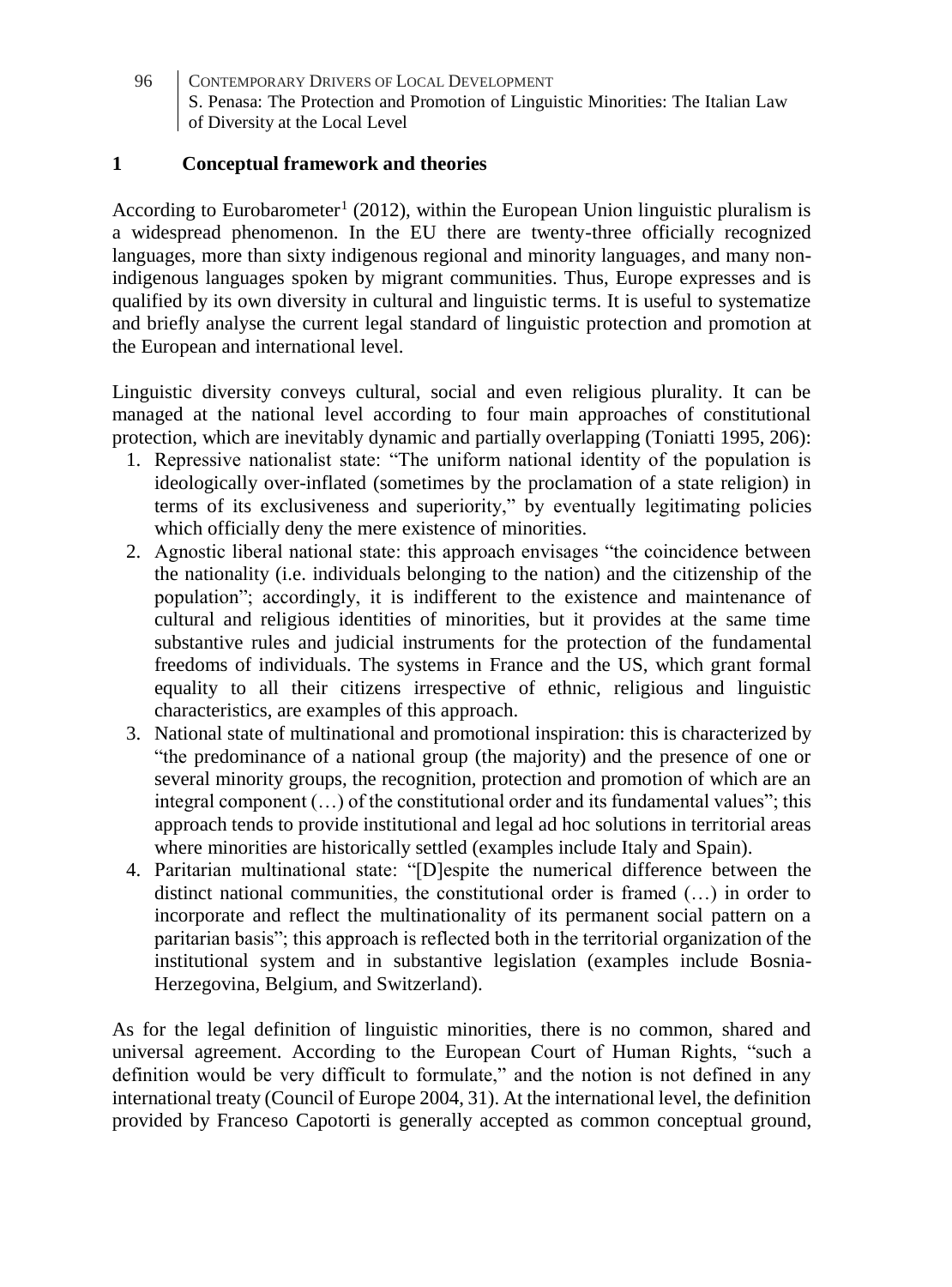# 1 Conceptual framework and theories

According to Eurobarometer[1] (2012), within the European Union linguistic pluralism is a widespread phenomenon. In the EU there are twenty-three officially recognized languages, more than sixty indigenous regional and minority languages, and many non-indigenous languages spoken by migrant communities. Thus, Europe expresses and is qualified by its own diversity in cultural and linguistic terms. It is useful to systematize and briefly analyse the current legal standard of linguistic protection and promotion at the European and international level.

Linguistic diversity conveys cultural, social and even religious plurality. It can be managed at the national level according to four main approaches of constitutional protection, which are inevitably dynamic and partially overlapping (Toniatti 1995, 206):

1. Repressive nationalist state: "The uniform national identity of the population is ideologically over-inflated (sometimes by the proclamation of a state religion) in terms of its exclusiveness and superiority," by eventually legitimating policies which officially deny the mere existence of minorities.
2. Agnostic liberal national state: this approach envisages "the coincidence between the nationality (i.e. individuals belonging to the nation) and the citizenship of the population"; accordingly, it is indifferent to the existence and maintenance of cultural and religious identities of minorities, but it provides at the same time substantive rules and judicial instruments for the protection of the fundamental freedoms of individuals. The systems in France and the US, which grant formal equality to all their citizens irrespective of ethnic, religious and linguistic characteristics, are examples of this approach.
3. National state of multinational and promotional inspiration: this is characterized by "the predominance of a national group (the majority) and the presence of one or several minority groups, the recognition, protection and promotion of which are an integral component (…) of the constitutional order and its fundamental values"; this approach tends to provide institutional and legal ad hoc solutions in territorial areas where minorities are historically settled (examples include Italy and Spain).
4. Paritarian multinational state: "[D]espite the numerical difference between the distinct national communities, the constitutional order is framed (…) in order to incorporate and reflect the multinationality of its permanent social pattern on a paritarian basis"; this approach is reflected both in the territorial organization of the institutional system and in substantive legislation (examples include Bosnia-Herzegovina, Belgium, and Switzerland).

As for the legal definition of linguistic minorities, there is no common, shared and universal agreement. According to the European Court of Human Rights, "such a definition would be very difficult to formulate," and the notion is not defined in any international treaty (Council of Europe 2004, 31). At the international level, the definition provided by Franceso Capotorti is generally accepted as common conceptual ground,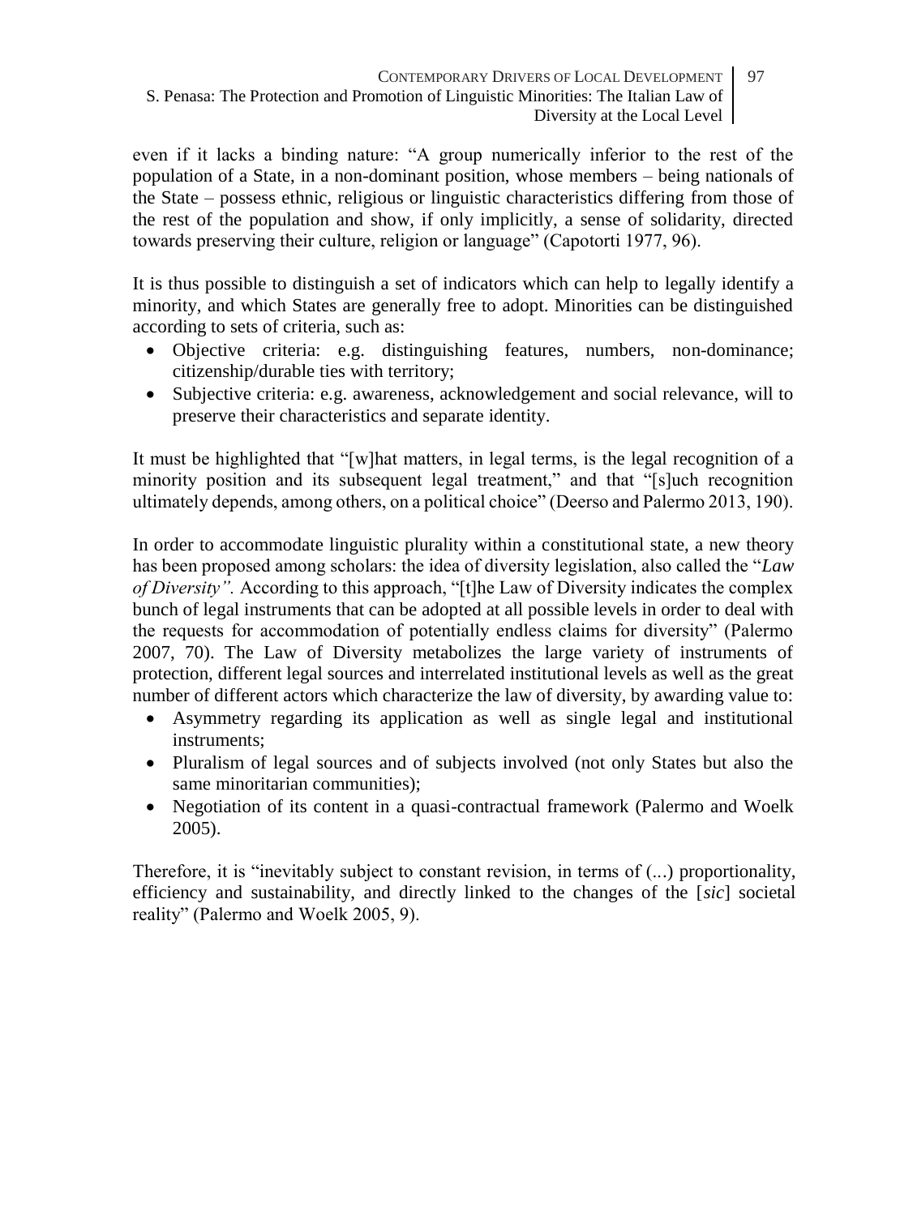even if it lacks a binding nature: “A group numerically inferior to the rest of the population of a State, in a non-dominant position, whose members – being nationals of the State – possess ethnic, religious or linguistic characteristics differing from those of the rest of the population and show, if only implicitly, a sense of solidarity, directed towards preserving their culture, religion or language” (Capotorti 1977, 96).

It is thus possible to distinguish a set of indicators which can help to legally identify a minority, and which States are generally free to adopt. Minorities can be distinguished according to sets of criteria, such as:

- Objective criteria: e.g. distinguishing features, numbers, non-dominance; citizenship/durable ties with territory;
- Subjective criteria: e.g. awareness, acknowledgement and social relevance, will to preserve their characteristics and separate identity.

It must be highlighted that “[w]hat matters, in legal terms, is the legal recognition of a minority position and its subsequent legal treatment,” and that “[s]uch recognition ultimately depends, among others, on a political choice” (Deerso and Palermo 2013, 190).

In order to accommodate linguistic plurality within a constitutional state, a new theory has been proposed among scholars: the idea of diversity legislation, also called the “*Law of Diversity”.* According to this approach, “[t]he Law of Diversity indicates the complex bunch of legal instruments that can be adopted at all possible levels in order to deal with the requests for accommodation of potentially endless claims for diversity” (Palermo 2007, 70). The Law of Diversity metabolizes the large variety of instruments of protection, different legal sources and interrelated institutional levels as well as the great number of different actors which characterize the law of diversity, by awarding value to:

- Asymmetry regarding its application as well as single legal and institutional instruments;
- Pluralism of legal sources and of subjects involved (not only States but also the same minoritarian communities);
- Negotiation of its content in a quasi-contractual framework (Palermo and Woelk 2005).

Therefore, it is “inevitably subject to constant revision, in terms of (...) proportionality, efficiency and sustainability, and directly linked to the changes of the [*sic*] societal reality” (Palermo and Woelk 2005, 9).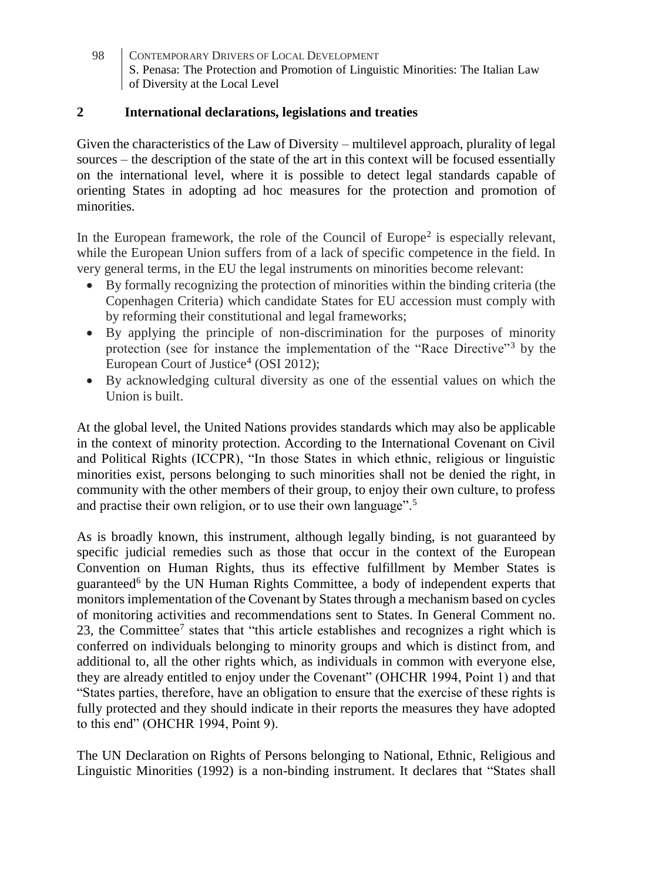## 2 International declarations, legislations and treaties

Given the characteristics of the Law of Diversity – multilevel approach, plurality of legal sources – the description of the state of the art in this context will be focused essentially on the international level, where it is possible to detect legal standards capable of orienting States in adopting ad hoc measures for the protection and promotion of minorities.

In the European framework, the role of the Council of Europe[2] is especially relevant, while the European Union suffers from of a lack of specific competence in the field. In very general terms, in the EU the legal instruments on minorities become relevant:

- By formally recognizing the protection of minorities within the binding criteria (the Copenhagen Criteria) which candidate States for EU accession must comply with by reforming their constitutional and legal frameworks;
- By applying the principle of non-discrimination for the purposes of minority protection (see for instance the implementation of the "Race Directive"[3] by the European Court of Justice[4] (OSI 2012);
- By acknowledging cultural diversity as one of the essential values on which the Union is built.

At the global level, the United Nations provides standards which may also be applicable in the context of minority protection. According to the International Covenant on Civil and Political Rights (ICCPR), "In those States in which ethnic, religious or linguistic minorities exist, persons belonging to such minorities shall not be denied the right, in community with the other members of their group, to enjoy their own culture, to profess and practise their own religion, or to use their own language".[5]

As is broadly known, this instrument, although legally binding, is not guaranteed by specific judicial remedies such as those that occur in the context of the European Convention on Human Rights, thus its effective fulfillment by Member States is guaranteed[6] by the UN Human Rights Committee, a body of independent experts that monitors implementation of the Covenant by States through a mechanism based on cycles of monitoring activities and recommendations sent to States. In General Comment no. 23, the Committee[7] states that "this article establishes and recognizes a right which is conferred on individuals belonging to minority groups and which is distinct from, and additional to, all the other rights which, as individuals in common with everyone else, they are already entitled to enjoy under the Covenant" (OHCHR 1994, Point 1) and that "States parties, therefore, have an obligation to ensure that the exercise of these rights is fully protected and they should indicate in their reports the measures they have adopted to this end" (OHCHR 1994, Point 9).

The UN Declaration on Rights of Persons belonging to National, Ethnic, Religious and Linguistic Minorities (1992) is a non-binding instrument. It declares that "States shall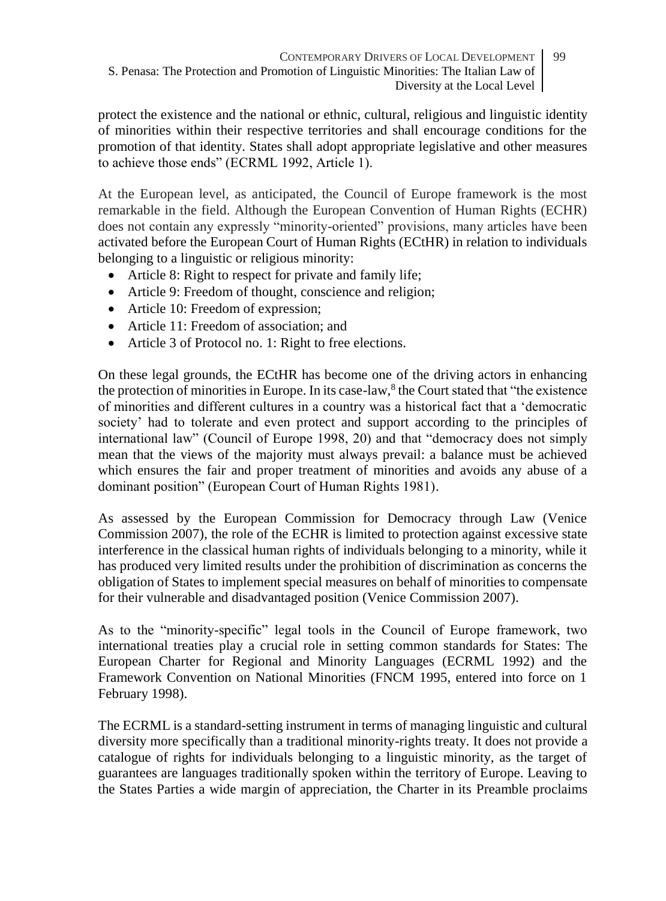protect the existence and the national or ethnic, cultural, religious and linguistic identity of minorities within their respective territories and shall encourage conditions for the promotion of that identity. States shall adopt appropriate legislative and other measures to achieve those ends" (ECRML 1992, Article 1).

At the European level, as anticipated, the Council of Europe framework is the most remarkable in the field. Although the European Convention of Human Rights (ECHR) does not contain any expressly "minority-oriented" provisions, many articles have been activated before the European Court of Human Rights (ECtHR) in relation to individuals belonging to a linguistic or religious minority:

- Article 8: Right to respect for private and family life;
- Article 9: Freedom of thought, conscience and religion;
- Article 10: Freedom of expression;
- Article 11: Freedom of association; and
- Article 3 of Protocol no. 1: Right to free elections.

On these legal grounds, the ECtHR has become one of the driving actors in enhancing the protection of minorities in Europe. In its case-law,[8] the Court stated that "the existence of minorities and different cultures in a country was a historical fact that a 'democratic society' had to tolerate and even protect and support according to the principles of international law" (Council of Europe 1998, 20) and that "democracy does not simply mean that the views of the majority must always prevail: a balance must be achieved which ensures the fair and proper treatment of minorities and avoids any abuse of a dominant position" (European Court of Human Rights 1981).

As assessed by the European Commission for Democracy through Law (Venice Commission 2007), the role of the ECHR is limited to protection against excessive state interference in the classical human rights of individuals belonging to a minority, while it has produced very limited results under the prohibition of discrimination as concerns the obligation of States to implement special measures on behalf of minorities to compensate for their vulnerable and disadvantaged position (Venice Commission 2007).

As to the "minority-specific" legal tools in the Council of Europe framework, two international treaties play a crucial role in setting common standards for States: The European Charter for Regional and Minority Languages (ECRML 1992) and the Framework Convention on National Minorities (FNCM 1995, entered into force on 1 February 1998).

The ECRML is a standard-setting instrument in terms of managing linguistic and cultural diversity more specifically than a traditional minority-rights treaty. It does not provide a catalogue of rights for individuals belonging to a linguistic minority, as the target of guarantees are languages traditionally spoken within the territory of Europe. Leaving to the States Parties a wide margin of appreciation, the Charter in its Preamble proclaims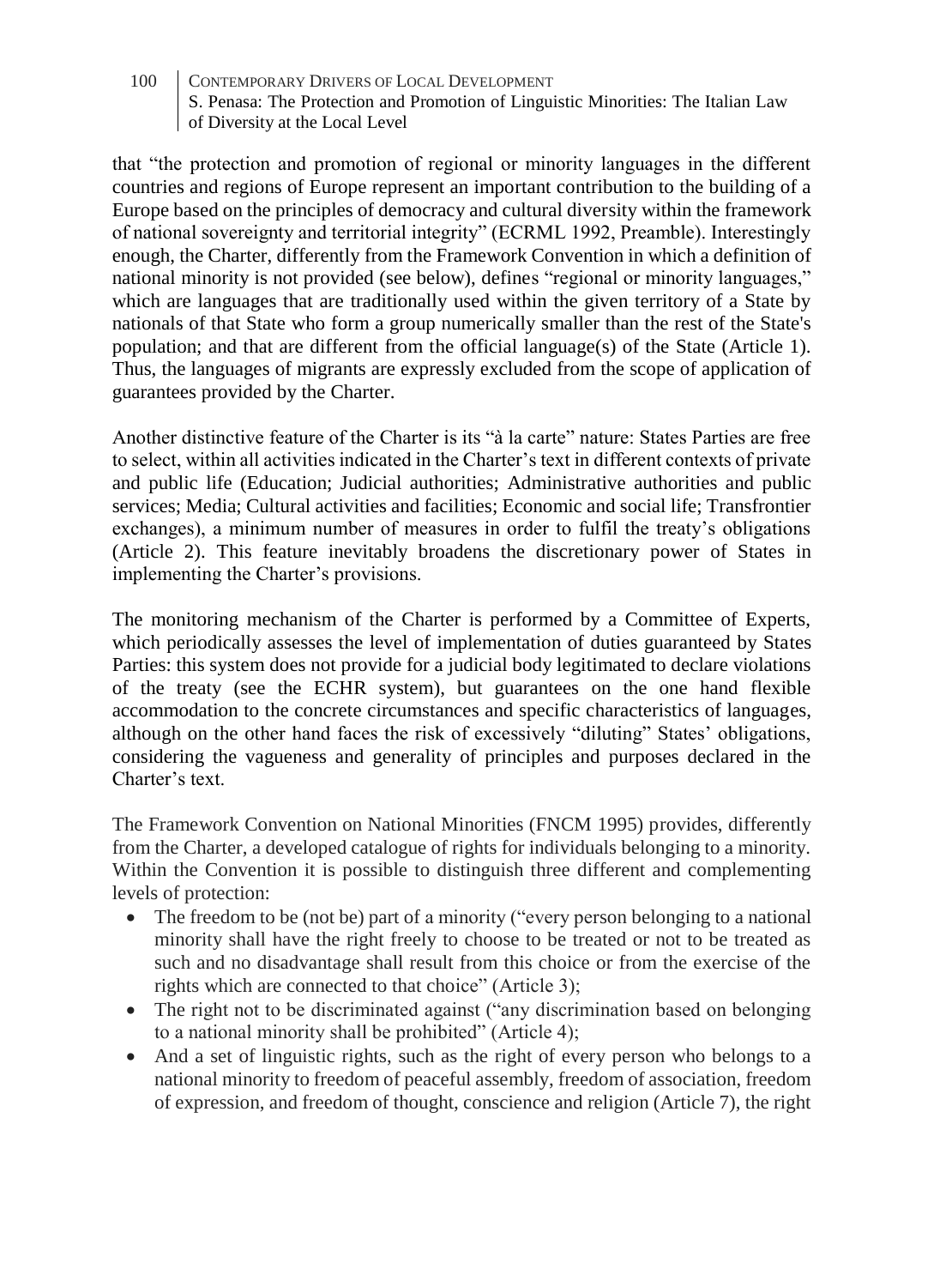that "the protection and promotion of regional or minority languages in the different countries and regions of Europe represent an important contribution to the building of a Europe based on the principles of democracy and cultural diversity within the framework of national sovereignty and territorial integrity" (ECRML 1992, Preamble). Interestingly enough, the Charter, differently from the Framework Convention in which a definition of national minority is not provided (see below), defines "regional or minority languages," which are languages that are traditionally used within the given territory of a State by nationals of that State who form a group numerically smaller than the rest of the State's population; and that are different from the official language(s) of the State (Article 1). Thus, the languages of migrants are expressly excluded from the scope of application of guarantees provided by the Charter.

Another distinctive feature of the Charter is its "à la carte" nature: States Parties are free to select, within all activities indicated in the Charter's text in different contexts of private and public life (Education; Judicial authorities; Administrative authorities and public services; Media; Cultural activities and facilities; Economic and social life; Transfrontier exchanges), a minimum number of measures in order to fulfil the treaty's obligations (Article 2). This feature inevitably broadens the discretionary power of States in implementing the Charter's provisions.

The monitoring mechanism of the Charter is performed by a Committee of Experts, which periodically assesses the level of implementation of duties guaranteed by States Parties: this system does not provide for a judicial body legitimated to declare violations of the treaty (see the ECHR system), but guarantees on the one hand flexible accommodation to the concrete circumstances and specific characteristics of languages, although on the other hand faces the risk of excessively "diluting" States' obligations, considering the vagueness and generality of principles and purposes declared in the Charter's text.

The Framework Convention on National Minorities (FNCM 1995) provides, differently from the Charter, a developed catalogue of rights for individuals belonging to a minority. Within the Convention it is possible to distinguish three different and complementing levels of protection:

- The freedom to be (not be) part of a minority ("every person belonging to a national minority shall have the right freely to choose to be treated or not to be treated as such and no disadvantage shall result from this choice or from the exercise of the rights which are connected to that choice" (Article 3);
- The right not to be discriminated against ("any discrimination based on belonging to a national minority shall be prohibited" (Article 4);
- And a set of linguistic rights, such as the right of every person who belongs to a national minority to freedom of peaceful assembly, freedom of association, freedom of expression, and freedom of thought, conscience and religion (Article 7), the right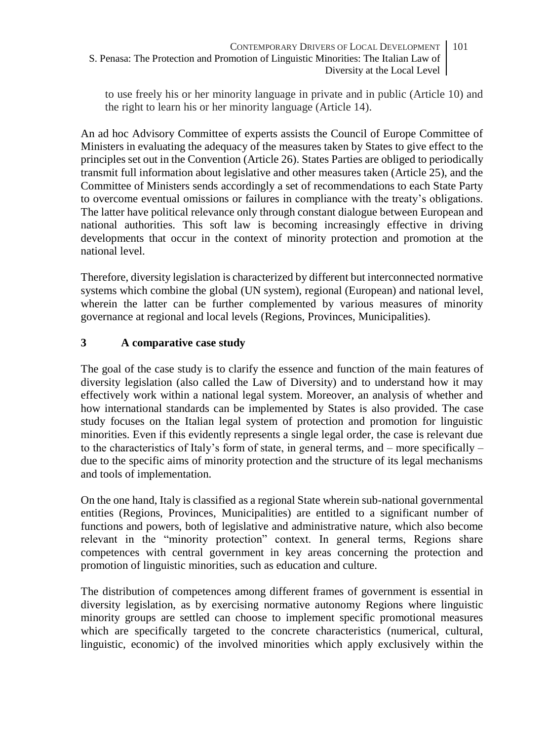to use freely his or her minority language in private and in public (Article 10) and the right to learn his or her minority language (Article 14).

An ad hoc Advisory Committee of experts assists the Council of Europe Committee of Ministers in evaluating the adequacy of the measures taken by States to give effect to the principles set out in the Convention (Article 26). States Parties are obliged to periodically transmit full information about legislative and other measures taken (Article 25), and the Committee of Ministers sends accordingly a set of recommendations to each State Party to overcome eventual omissions or failures in compliance with the treaty's obligations. The latter have political relevance only through constant dialogue between European and national authorities. This soft law is becoming increasingly effective in driving developments that occur in the context of minority protection and promotion at the national level.

Therefore, diversity legislation is characterized by different but interconnected normative systems which combine the global (UN system), regional (European) and national level, wherein the latter can be further complemented by various measures of minority governance at regional and local levels (Regions, Provinces, Municipalities).

## 3 A comparative case study

The goal of the case study is to clarify the essence and function of the main features of diversity legislation (also called the Law of Diversity) and to understand how it may effectively work within a national legal system. Moreover, an analysis of whether and how international standards can be implemented by States is also provided. The case study focuses on the Italian legal system of protection and promotion for linguistic minorities. Even if this evidently represents a single legal order, the case is relevant due to the characteristics of Italy's form of state, in general terms, and – more specifically – due to the specific aims of minority protection and the structure of its legal mechanisms and tools of implementation.

On the one hand, Italy is classified as a regional State wherein sub-national governmental entities (Regions, Provinces, Municipalities) are entitled to a significant number of functions and powers, both of legislative and administrative nature, which also become relevant in the "minority protection" context. In general terms, Regions share competences with central government in key areas concerning the protection and promotion of linguistic minorities, such as education and culture.

The distribution of competences among different frames of government is essential in diversity legislation, as by exercising normative autonomy Regions where linguistic minority groups are settled can choose to implement specific promotional measures which are specifically targeted to the concrete characteristics (numerical, cultural, linguistic, economic) of the involved minorities which apply exclusively within the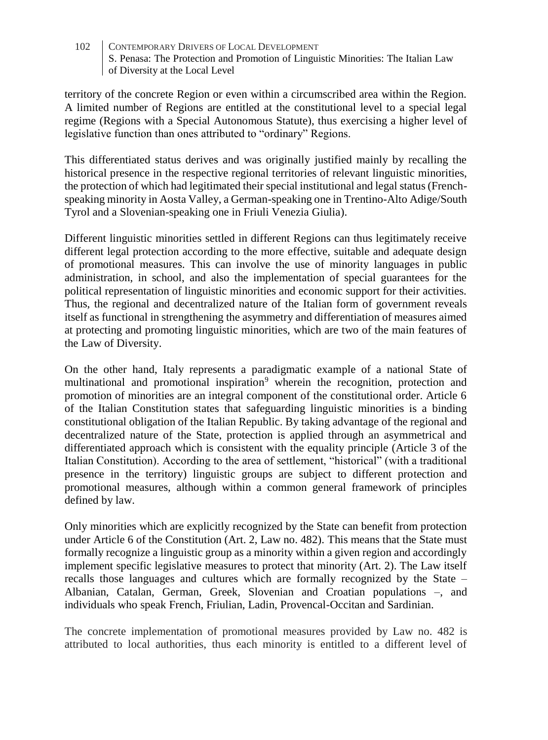territory of the concrete Region or even within a circumscribed area within the Region. A limited number of Regions are entitled at the constitutional level to a special legal regime (Regions with a Special Autonomous Statute), thus exercising a higher level of legislative function than ones attributed to "ordinary" Regions.

This differentiated status derives and was originally justified mainly by recalling the historical presence in the respective regional territories of relevant linguistic minorities, the protection of which had legitimated their special institutional and legal status (French-speaking minority in Aosta Valley, a German-speaking one in Trentino-Alto Adige/South Tyrol and a Slovenian-speaking one in Friuli Venezia Giulia).

Different linguistic minorities settled in different Regions can thus legitimately receive different legal protection according to the more effective, suitable and adequate design of promotional measures. This can involve the use of minority languages in public administration, in school, and also the implementation of special guarantees for the political representation of linguistic minorities and economic support for their activities. Thus, the regional and decentralized nature of the Italian form of government reveals itself as functional in strengthening the asymmetry and differentiation of measures aimed at protecting and promoting linguistic minorities, which are two of the main features of the Law of Diversity.

On the other hand, Italy represents a paradigmatic example of a national State of multinational and promotional inspiration[9] wherein the recognition, protection and promotion of minorities are an integral component of the constitutional order. Article 6 of the Italian Constitution states that safeguarding linguistic minorities is a binding constitutional obligation of the Italian Republic. By taking advantage of the regional and decentralized nature of the State, protection is applied through an asymmetrical and differentiated approach which is consistent with the equality principle (Article 3 of the Italian Constitution). According to the area of settlement, "historical" (with a traditional presence in the territory) linguistic groups are subject to different protection and promotional measures, although within a common general framework of principles defined by law.

Only minorities which are explicitly recognized by the State can benefit from protection under Article 6 of the Constitution (Art. 2, Law no. 482). This means that the State must formally recognize a linguistic group as a minority within a given region and accordingly implement specific legislative measures to protect that minority (Art. 2). The Law itself recalls those languages and cultures which are formally recognized by the State – Albanian, Catalan, German, Greek, Slovenian and Croatian populations –, and individuals who speak French, Friulian, Ladin, Provencal-Occitan and Sardinian.

The concrete implementation of promotional measures provided by Law no. 482 is attributed to local authorities, thus each minority is entitled to a different level of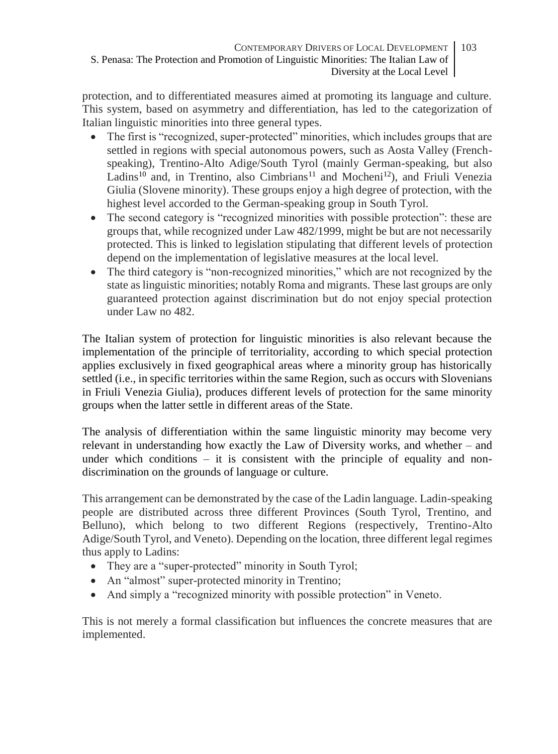protection, and to differentiated measures aimed at promoting its language and culture. This system, based on asymmetry and differentiation, has led to the categorization of Italian linguistic minorities into three general types.

- The first is "recognized, super-protected" minorities, which includes groups that are settled in regions with special autonomous powers, such as Aosta Valley (French-speaking), Trentino-Alto Adige/South Tyrol (mainly German-speaking, but also Ladins[10] and, in Trentino, also Cimbrians[11] and Mocheni[12]), and Friuli Venezia Giulia (Slovene minority). These groups enjoy a high degree of protection, with the highest level accorded to the German-speaking group in South Tyrol.
- The second category is "recognized minorities with possible protection": these are groups that, while recognized under Law 482/1999, might be but are not necessarily protected. This is linked to legislation stipulating that different levels of protection depend on the implementation of legislative measures at the local level.
- The third category is "non-recognized minorities," which are not recognized by the state as linguistic minorities; notably Roma and migrants. These last groups are only guaranteed protection against discrimination but do not enjoy special protection under Law no 482.

The Italian system of protection for linguistic minorities is also relevant because the implementation of the principle of territoriality, according to which special protection applies exclusively in fixed geographical areas where a minority group has historically settled (i.e., in specific territories within the same Region, such as occurs with Slovenians in Friuli Venezia Giulia), produces different levels of protection for the same minority groups when the latter settle in different areas of the State.

The analysis of differentiation within the same linguistic minority may become very relevant in understanding how exactly the Law of Diversity works, and whether – and under which conditions – it is consistent with the principle of equality and non-discrimination on the grounds of language or culture.

This arrangement can be demonstrated by the case of the Ladin language. Ladin-speaking people are distributed across three different Provinces (South Tyrol, Trentino, and Belluno), which belong to two different Regions (respectively, Trentino-Alto Adige/South Tyrol, and Veneto). Depending on the location, three different legal regimes thus apply to Ladins:

- They are a "super-protected" minority in South Tyrol;
- An "almost" super-protected minority in Trentino;
- And simply a "recognized minority with possible protection" in Veneto.

This is not merely a formal classification but influences the concrete measures that are implemented.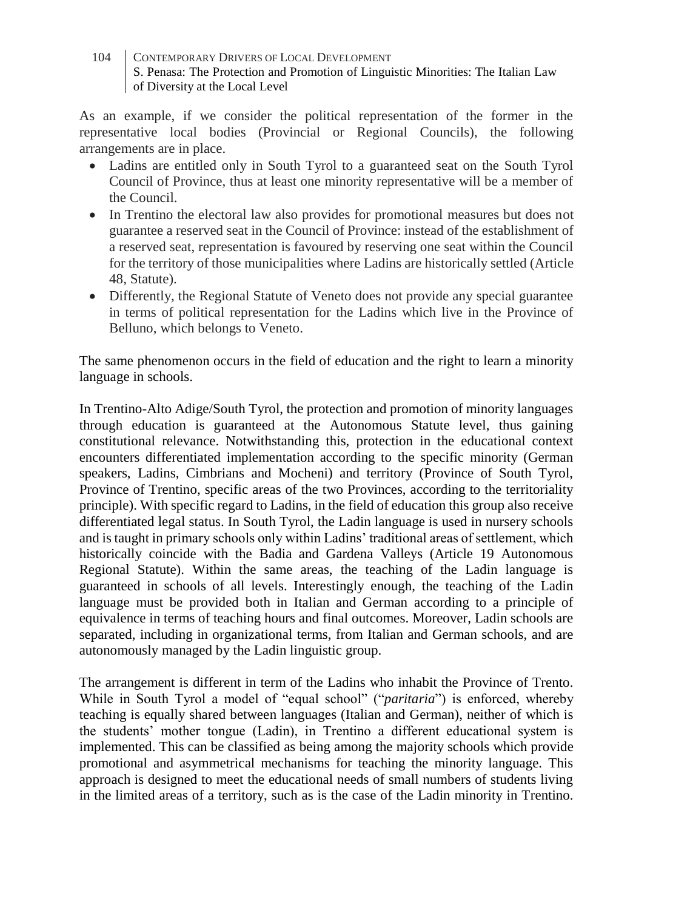As an example, if we consider the political representation of the former in the representative local bodies (Provincial or Regional Councils), the following arrangements are in place.

- Ladins are entitled only in South Tyrol to a guaranteed seat on the South Tyrol Council of Province, thus at least one minority representative will be a member of the Council.
- In Trentino the electoral law also provides for promotional measures but does not guarantee a reserved seat in the Council of Province: instead of the establishment of a reserved seat, representation is favoured by reserving one seat within the Council for the territory of those municipalities where Ladins are historically settled (Article 48, Statute).
- Differently, the Regional Statute of Veneto does not provide any special guarantee in terms of political representation for the Ladins which live in the Province of Belluno, which belongs to Veneto.

The same phenomenon occurs in the field of education and the right to learn a minority language in schools.

In Trentino-Alto Adige/South Tyrol, the protection and promotion of minority languages through education is guaranteed at the Autonomous Statute level, thus gaining constitutional relevance. Notwithstanding this, protection in the educational context encounters differentiated implementation according to the specific minority (German speakers, Ladins, Cimbrians and Mocheni) and territory (Province of South Tyrol, Province of Trentino, specific areas of the two Provinces, according to the territoriality principle). With specific regard to Ladins, in the field of education this group also receive differentiated legal status. In South Tyrol, the Ladin language is used in nursery schools and is taught in primary schools only within Ladins' traditional areas of settlement, which historically coincide with the Badia and Gardena Valleys (Article 19 Autonomous Regional Statute). Within the same areas, the teaching of the Ladin language is guaranteed in schools of all levels. Interestingly enough, the teaching of the Ladin language must be provided both in Italian and German according to a principle of equivalence in terms of teaching hours and final outcomes. Moreover, Ladin schools are separated, including in organizational terms, from Italian and German schools, and are autonomously managed by the Ladin linguistic group.

The arrangement is different in term of the Ladins who inhabit the Province of Trento. While in South Tyrol a model of "equal school" ("*paritaria*") is enforced, whereby teaching is equally shared between languages (Italian and German), neither of which is the students' mother tongue (Ladin), in Trentino a different educational system is implemented. This can be classified as being among the majority schools which provide promotional and asymmetrical mechanisms for teaching the minority language. This approach is designed to meet the educational needs of small numbers of students living in the limited areas of a territory, such as is the case of the Ladin minority in Trentino.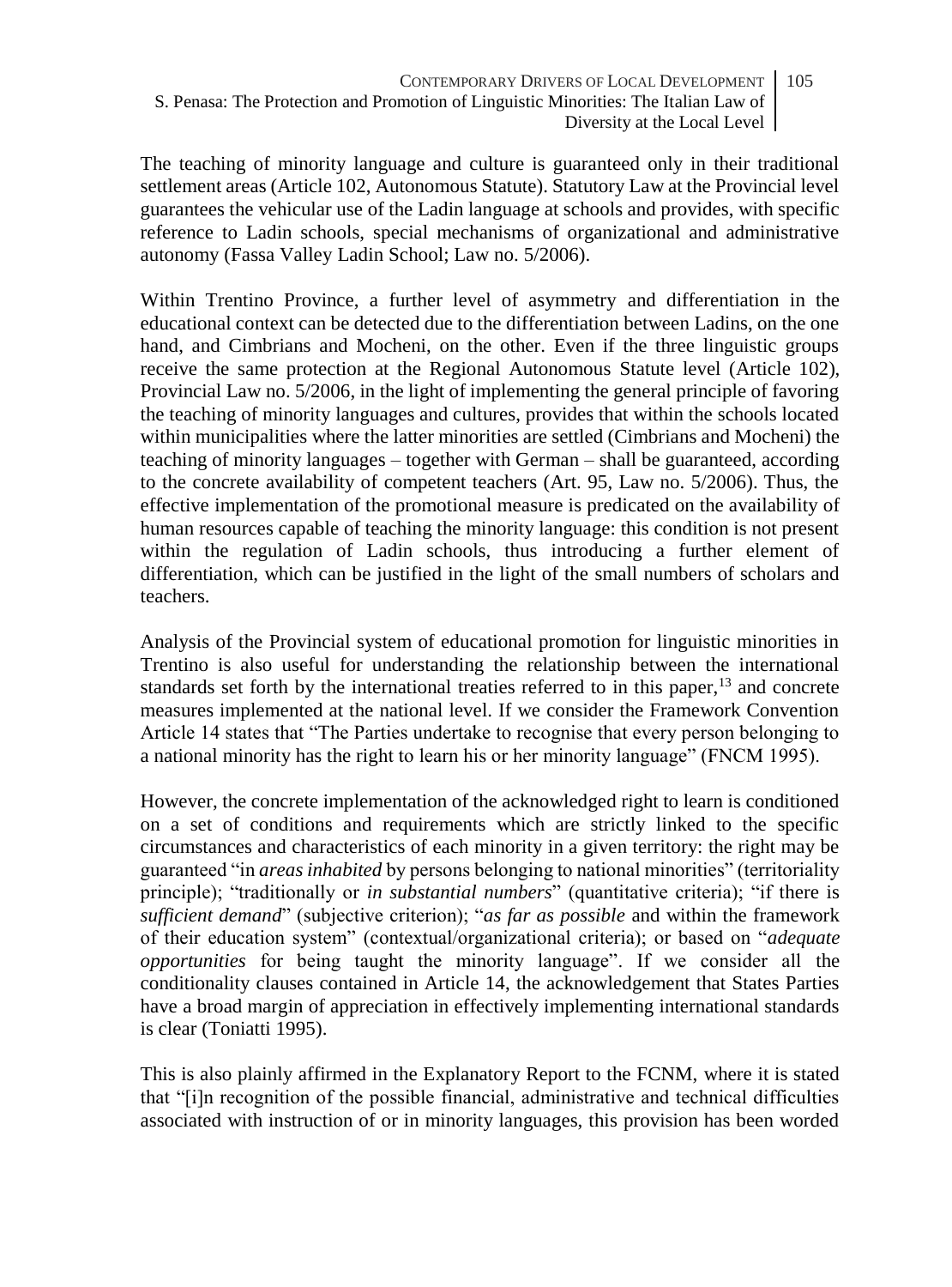The teaching of minority language and culture is guaranteed only in their traditional settlement areas (Article 102, Autonomous Statute). Statutory Law at the Provincial level guarantees the vehicular use of the Ladin language at schools and provides, with specific reference to Ladin schools, special mechanisms of organizational and administrative autonomy (Fassa Valley Ladin School; Law no. 5/2006).

Within Trentino Province, a further level of asymmetry and differentiation in the educational context can be detected due to the differentiation between Ladins, on the one hand, and Cimbrians and Mocheni, on the other. Even if the three linguistic groups receive the same protection at the Regional Autonomous Statute level (Article 102), Provincial Law no. 5/2006, in the light of implementing the general principle of favoring the teaching of minority languages and cultures, provides that within the schools located within municipalities where the latter minorities are settled (Cimbrians and Mocheni) the teaching of minority languages – together with German – shall be guaranteed, according to the concrete availability of competent teachers (Art. 95, Law no. 5/2006). Thus, the effective implementation of the promotional measure is predicated on the availability of human resources capable of teaching the minority language: this condition is not present within the regulation of Ladin schools, thus introducing a further element of differentiation, which can be justified in the light of the small numbers of scholars and teachers.

Analysis of the Provincial system of educational promotion for linguistic minorities in Trentino is also useful for understanding the relationship between the international standards set forth by the international treaties referred to in this paper,[13] and concrete measures implemented at the national level. If we consider the Framework Convention Article 14 states that "The Parties undertake to recognise that every person belonging to a national minority has the right to learn his or her minority language" (FNCM 1995).

However, the concrete implementation of the acknowledged right to learn is conditioned on a set of conditions and requirements which are strictly linked to the specific circumstances and characteristics of each minority in a given territory: the right may be guaranteed "in *areas inhabited* by persons belonging to national minorities" (territoriality principle); "traditionally or *in substantial numbers*" (quantitative criteria); "if there is *sufficient demand*" (subjective criterion); "*as far as possible* and within the framework of their education system" (contextual/organizational criteria); or based on "*adequate opportunities* for being taught the minority language". If we consider all the conditionality clauses contained in Article 14, the acknowledgement that States Parties have a broad margin of appreciation in effectively implementing international standards is clear (Toniatti 1995).

This is also plainly affirmed in the Explanatory Report to the FCNM, where it is stated that "[i]n recognition of the possible financial, administrative and technical difficulties associated with instruction of or in minority languages, this provision has been worded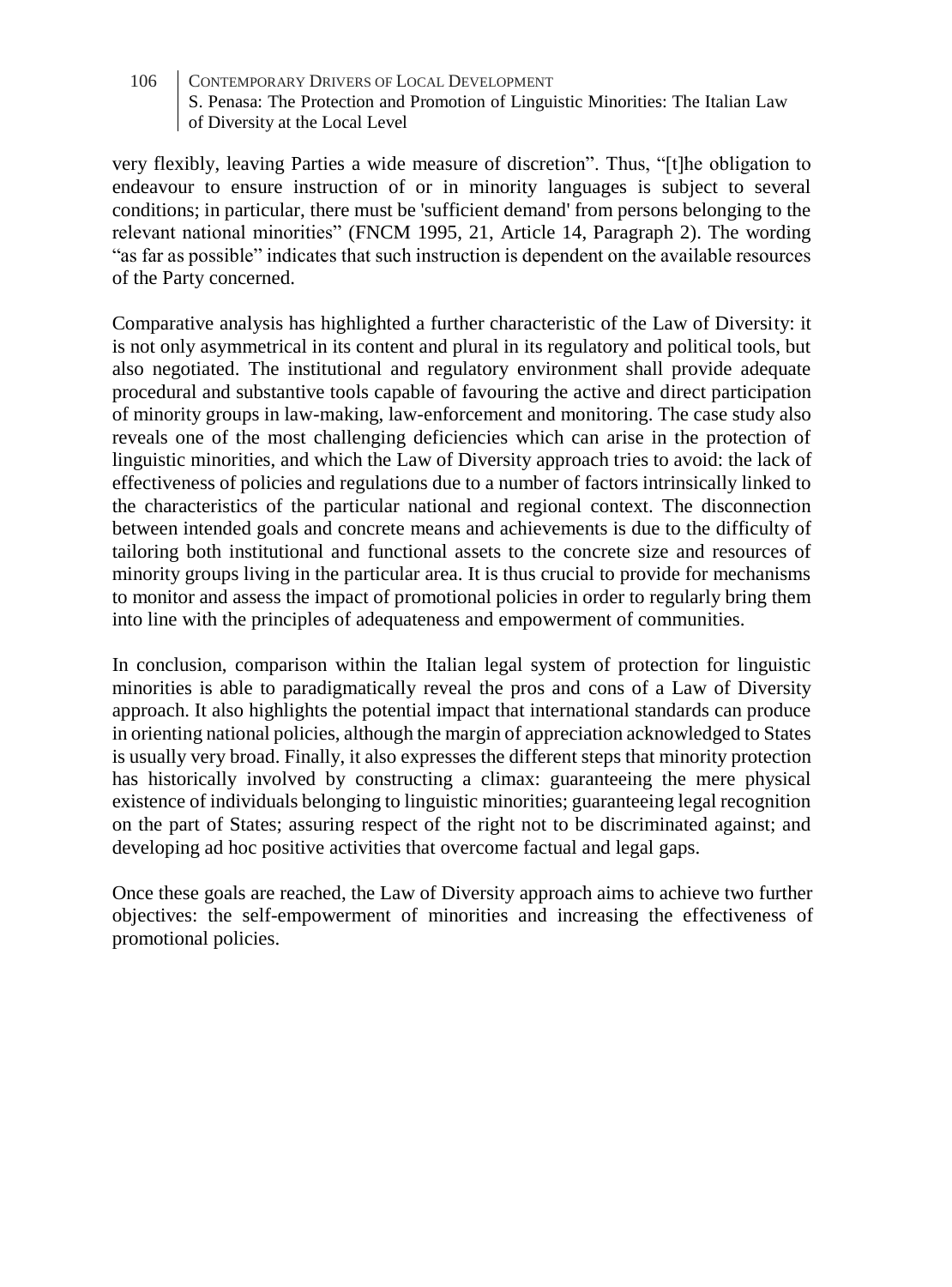very flexibly, leaving Parties a wide measure of discretion". Thus, "[t]he obligation to endeavour to ensure instruction of or in minority languages is subject to several conditions; in particular, there must be 'sufficient demand' from persons belonging to the relevant national minorities" (FNCM 1995, 21, Article 14, Paragraph 2). The wording "as far as possible" indicates that such instruction is dependent on the available resources of the Party concerned.

Comparative analysis has highlighted a further characteristic of the Law of Diversity: it is not only asymmetrical in its content and plural in its regulatory and political tools, but also negotiated. The institutional and regulatory environment shall provide adequate procedural and substantive tools capable of favouring the active and direct participation of minority groups in law-making, law-enforcement and monitoring. The case study also reveals one of the most challenging deficiencies which can arise in the protection of linguistic minorities, and which the Law of Diversity approach tries to avoid: the lack of effectiveness of policies and regulations due to a number of factors intrinsically linked to the characteristics of the particular national and regional context. The disconnection between intended goals and concrete means and achievements is due to the difficulty of tailoring both institutional and functional assets to the concrete size and resources of minority groups living in the particular area. It is thus crucial to provide for mechanisms to monitor and assess the impact of promotional policies in order to regularly bring them into line with the principles of adequateness and empowerment of communities.

In conclusion, comparison within the Italian legal system of protection for linguistic minorities is able to paradigmatically reveal the pros and cons of a Law of Diversity approach. It also highlights the potential impact that international standards can produce in orienting national policies, although the margin of appreciation acknowledged to States is usually very broad. Finally, it also expresses the different steps that minority protection has historically involved by constructing a climax: guaranteeing the mere physical existence of individuals belonging to linguistic minorities; guaranteeing legal recognition on the part of States; assuring respect of the right not to be discriminated against; and developing ad hoc positive activities that overcome factual and legal gaps.

Once these goals are reached, the Law of Diversity approach aims to achieve two further objectives: the self-empowerment of minorities and increasing the effectiveness of promotional policies.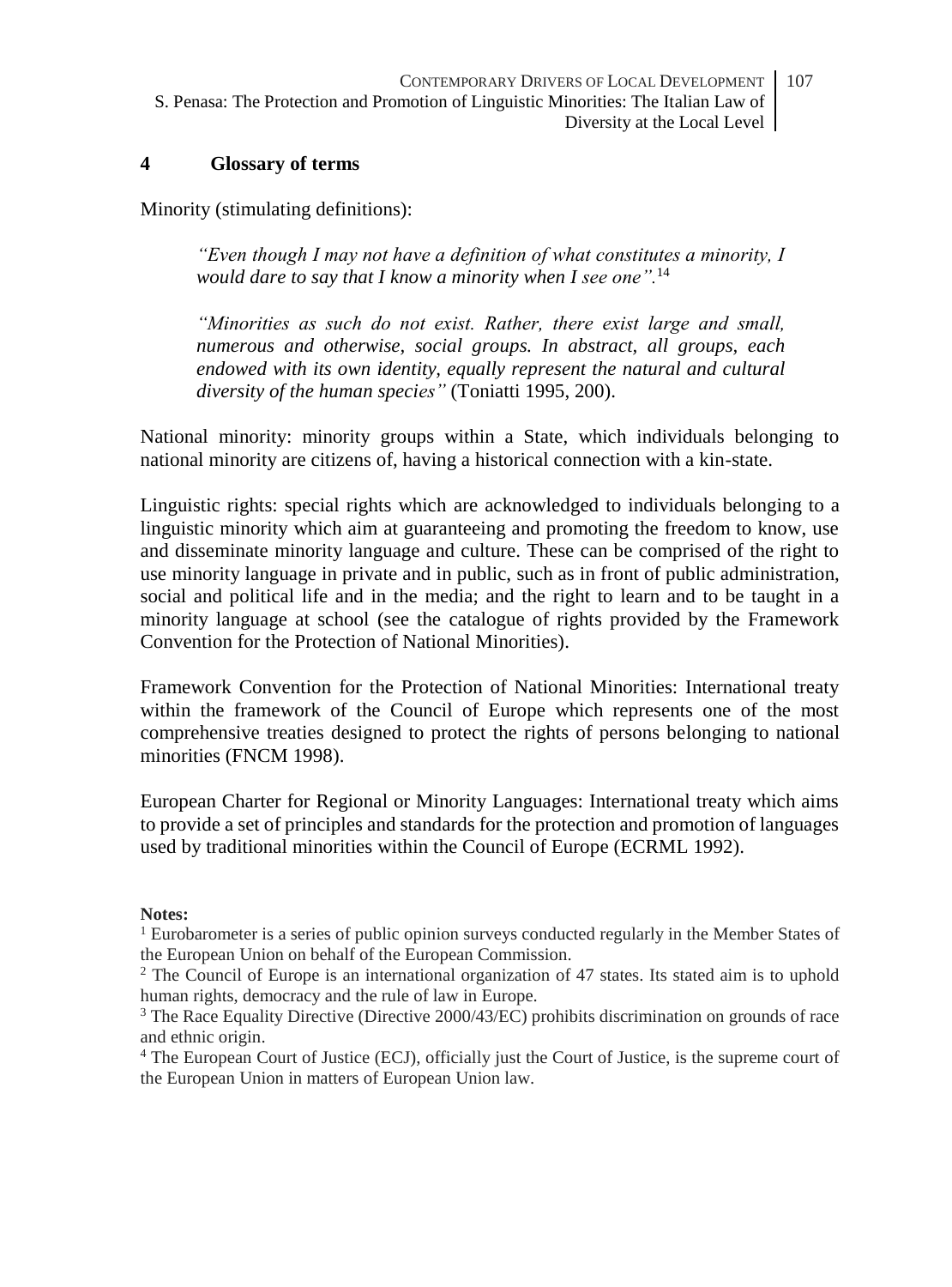## 4 Glossary of terms

Minority (stimulating definitions):

> *"Even though I may not have a definition of what constitutes a minority, I would dare to say that I know a minority when I see one".*[14]

> *"Minorities as such do not exist. Rather, there exist large and small, numerous and otherwise, social groups. In abstract, all groups, each endowed with its own identity, equally represent the natural and cultural diversity of the human species"* (Toniatti 1995, 200).

National minority: minority groups within a State, which individuals belonging to national minority are citizens of, having a historical connection with a kin-state.

Linguistic rights: special rights which are acknowledged to individuals belonging to a linguistic minority which aim at guaranteeing and promoting the freedom to know, use and disseminate minority language and culture. These can be comprised of the right to use minority language in private and in public, such as in front of public administration, social and political life and in the media; and the right to learn and to be taught in a minority language at school (see the catalogue of rights provided by the Framework Convention for the Protection of National Minorities).

Framework Convention for the Protection of National Minorities: International treaty within the framework of the Council of Europe which represents one of the most comprehensive treaties designed to protect the rights of persons belonging to national minorities (FNCM 1998).

European Charter for Regional or Minority Languages: International treaty which aims to provide a set of principles and standards for the protection and promotion of languages used by traditional minorities within the Council of Europe (ECRML 1992).

**Notes:**

[1] Eurobarometer is a series of public opinion surveys conducted regularly in the Member States of the European Union on behalf of the European Commission.

[2] The Council of Europe is an international organization of 47 states. Its stated aim is to uphold human rights, democracy and the rule of law in Europe.

[3] The Race Equality Directive (Directive 2000/43/EC) prohibits discrimination on grounds of race and ethnic origin.

[4] The European Court of Justice (ECJ), officially just the Court of Justice, is the supreme court of the European Union in matters of European Union law.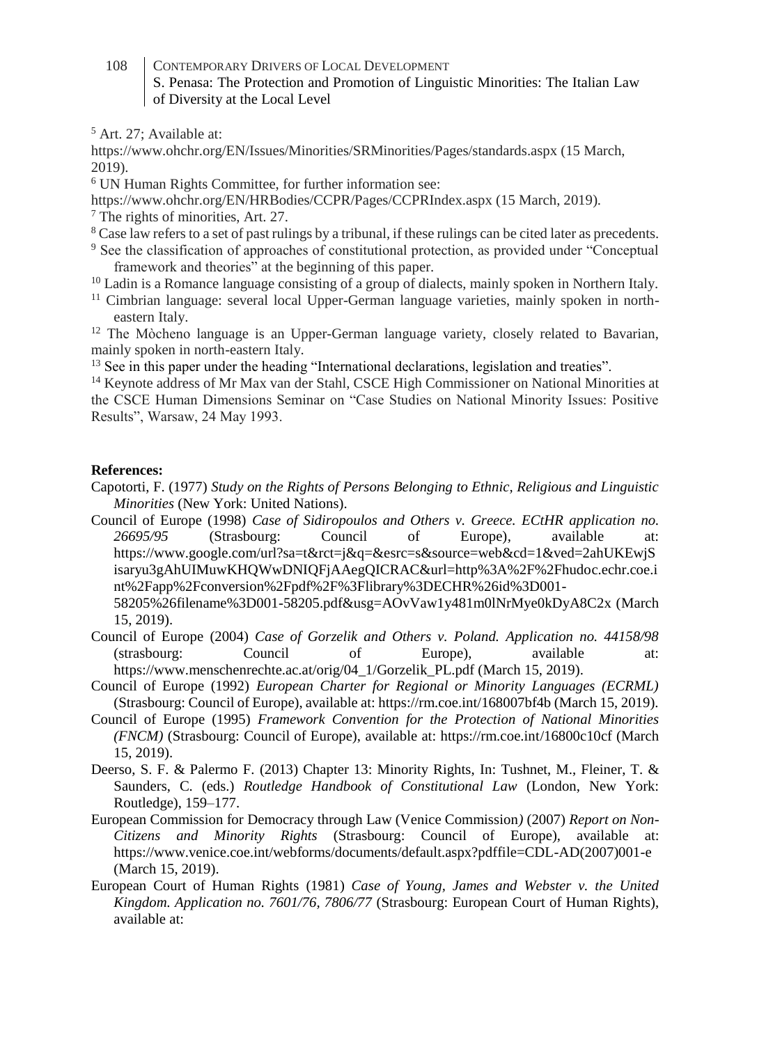[5] Art. 27; Available at: https://www.ohchr.org/EN/Issues/Minorities/SRMinorities/Pages/standards.aspx (15 March, 2019).

[6] UN Human Rights Committee, for further information see: https://www.ohchr.org/EN/HRBodies/CCPR/Pages/CCPRIndex.aspx (15 March, 2019).

[7] The rights of minorities, Art. 27.

[8] Case law refers to a set of past rulings by a tribunal, if these rulings can be cited later as precedents.

[9] See the classification of approaches of constitutional protection, as provided under "Conceptual framework and theories" at the beginning of this paper.

[10] Ladin is a Romance language consisting of a group of dialects, mainly spoken in Northern Italy.

[11] Cimbrian language: several local Upper-German language varieties, mainly spoken in north-eastern Italy.

[12] The Mòcheno language is an Upper-German language variety, closely related to Bavarian, mainly spoken in north-eastern Italy.

[13] See in this paper under the heading "International declarations, legislation and treaties".

[14] Keynote address of Mr Max van der Stahl, CSCE High Commissioner on National Minorities at the CSCE Human Dimensions Seminar on "Case Studies on National Minority Issues: Positive Results", Warsaw, 24 May 1993.

**References:**

Capotorti, F. (1977) *Study on the Rights of Persons Belonging to Ethnic, Religious and Linguistic Minorities* (New York: United Nations).

Council of Europe (1998) *Case of Sidiropoulos and Others v. Greece. ECtHR application no. 26695/95* (Strasbourg: Council of Europe), available at: https://www.google.com/url?sa=t&rct=j&q=&esrc=s&source=web&cd=1&ved=2ahUKEwjSisaryu3gAhUIMuwKHQWwDNIQFjAAegQICRAC&url=http%3A%2F%2Fhudoc.echr.coe.int%2Fapp%2Fconversion%2Fpdf%2F%3Flibrary%3DECHR%26id%3D001-58205%26filename%3D001-58205.pdf&usg=AOvVaw1y481m0lNrMye0kDyA8C2x (March 15, 2019).

Council of Europe (2004) *Case of Gorzelik and Others v. Poland. Application no. 44158/98* (strasbourg: Council of Europe), available at: https://www.menschenrechte.ac.at/orig/04_1/Gorzelik_PL.pdf (March 15, 2019).

Council of Europe (1992) *European Charter for Regional or Minority Languages (ECRML)* (Strasbourg: Council of Europe), available at: https://rm.coe.int/168007bf4b (March 15, 2019).

Council of Europe (1995) *Framework Convention for the Protection of National Minorities (FNCM)* (Strasbourg: Council of Europe), available at: https://rm.coe.int/16800c10cf (March 15, 2019).

Deerso, S. F. & Palermo F. (2013) Chapter 13: Minority Rights, In: Tushnet, M., Fleiner, T. & Saunders, C. (eds.) *Routledge Handbook of Constitutional Law* (London, New York: Routledge), 159–177.

European Commission for Democracy through Law (Venice Commission*)* (2007) *Report on Non-Citizens and Minority Rights* (Strasbourg: Council of Europe), available at: https://www.venice.coe.int/webforms/documents/default.aspx?pdffile=CDL-AD(2007)001-e (March 15, 2019).

European Court of Human Rights (1981) *Case of Young, James and Webster v. the United Kingdom. Application no. 7601/76, 7806/77* (Strasbourg: European Court of Human Rights), available at: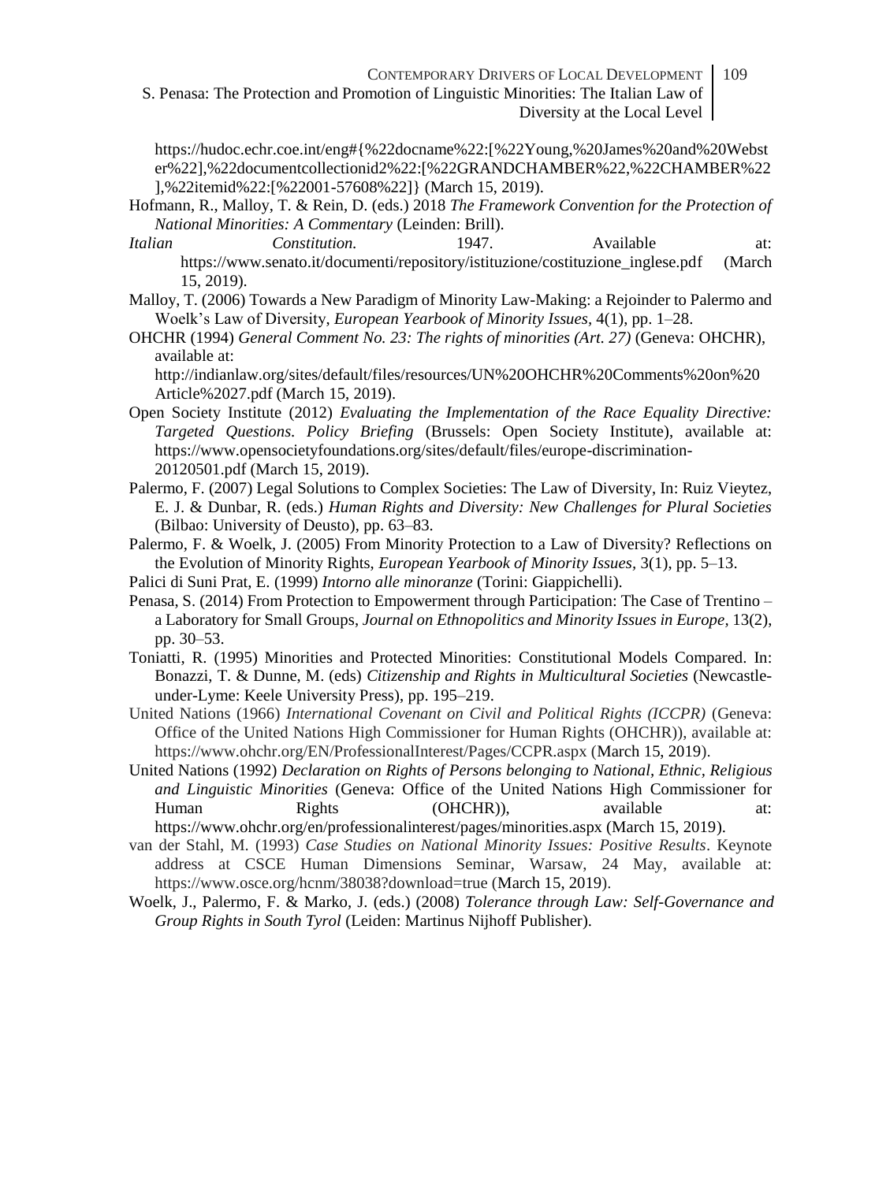https://hudoc.echr.coe.int/eng#{%22docname%22:[%22Young,%20James%20and%20Webster%22],%22documentcollectionid2%22:[%22GRANDCHAMBER%22,%22CHAMBER%22],%22itemid%22:[%22001-57608%22]} (March 15, 2019).

Hofmann, R., Malloy, T. & Rein, D. (eds.) 2018 *The Framework Convention for the Protection of National Minorities: A Commentary* (Leinden: Brill).

*Italian Constitution.* 1947. Available at: https://www.senato.it/documenti/repository/istituzione/costituzione_inglese.pdf (March 15, 2019).

Malloy, T. (2006) Towards a New Paradigm of Minority Law-Making: a Rejoinder to Palermo and Woelk's Law of Diversity, *European Yearbook of Minority Issues*, 4(1), pp. 1–28.

OHCHR (1994) *General Comment No. 23: The rights of minorities (Art. 27)* (Geneva: OHCHR), available at: http://indianlaw.org/sites/default/files/resources/UN%20OHCHR%20Comments%20on%20Article%2027.pdf (March 15, 2019).

Open Society Institute (2012) *Evaluating the Implementation of the Race Equality Directive: Targeted Questions. Policy Briefing* (Brussels: Open Society Institute), available at: https://www.opensocietyfoundations.org/sites/default/files/europe-discrimination-20120501.pdf (March 15, 2019).

Palermo, F. (2007) Legal Solutions to Complex Societies: The Law of Diversity, In: Ruiz Vieytez, E. J. & Dunbar, R. (eds.) *Human Rights and Diversity: New Challenges for Plural Societies* (Bilbao: University of Deusto), pp. 63–83.

Palermo, F. & Woelk, J. (2005) From Minority Protection to a Law of Diversity? Reflections on the Evolution of Minority Rights, *European Yearbook of Minority Issues*, 3(1), pp. 5–13.

Palici di Suni Prat, E. (1999) *Intorno alle minoranze* (Torini: Giappichelli).

Penasa, S. (2014) From Protection to Empowerment through Participation: The Case of Trentino – a Laboratory for Small Groups, *Journal on Ethnopolitics and Minority Issues in Europe*, 13(2), pp. 30–53.

Toniatti, R. (1995) Minorities and Protected Minorities: Constitutional Models Compared. In: Bonazzi, T. & Dunne, M. (eds) *Citizenship and Rights in Multicultural Societies* (Newcastle-under-Lyme: Keele University Press), pp. 195–219.

United Nations (1966) *International Covenant on Civil and Political Rights (ICCPR)* (Geneva: Office of the United Nations High Commissioner for Human Rights (OHCHR)), available at: https://www.ohchr.org/EN/ProfessionalInterest/Pages/CCPR.aspx (March 15, 2019).

United Nations (1992) *Declaration on Rights of Persons belonging to National, Ethnic, Religious and Linguistic Minorities* (Geneva: Office of the United Nations High Commissioner for Human Rights (OHCHR)), available at: https://www.ohchr.org/en/professionalinterest/pages/minorities.aspx (March 15, 2019).

van der Stahl, M. (1993) *Case Studies on National Minority Issues: Positive Results*. Keynote address at CSCE Human Dimensions Seminar, Warsaw, 24 May, available at: https://www.osce.org/hcnm/38038?download=true (March 15, 2019).

Woelk, J., Palermo, F. & Marko, J. (eds.) (2008) *Tolerance through Law: Self-Governance and Group Rights in South Tyrol* (Leiden: Martinus Nijhoff Publisher).